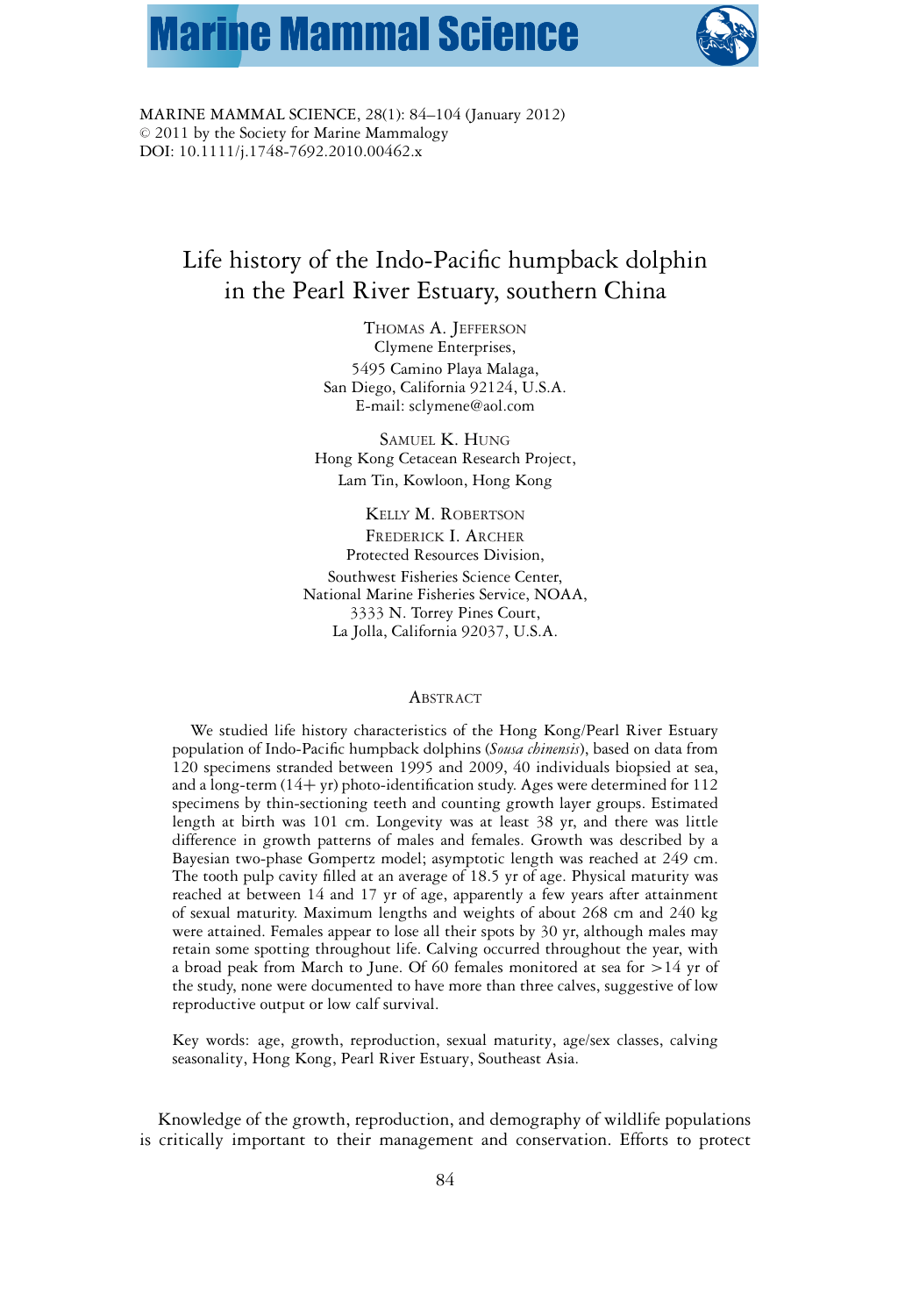MARINE MAMMAL SCIENCE, 28(1): 84–104 (January 2012)
© 2011 by the Society for Marine Mammalogy
DOI: 10.1111/j.1748-7692.2010.00462.x

# Life history of the Indo-Pacific humpback dolphin in the Pearl River Estuary, southern China

THOMAS A. JEFFERSON
Clymene Enterprises,
5495 Camino Playa Malaga,
San Diego, California 92124, U.S.A.
E-mail: sclymene@aol.com

SAMUEL K. HUNG
Hong Kong Cetacean Research Project,
Lam Tin, Kowloon, Hong Kong

KELLY M. ROBERTSON
FREDERICK I. ARCHER
Protected Resources Division,
Southwest Fisheries Science Center,
National Marine Fisheries Service, NOAA,
3333 N. Torrey Pines Court,
La Jolla, California 92037, U.S.A.

## ABSTRACT

We studied life history characteristics of the Hong Kong/Pearl River Estuary population of Indo-Pacific humpback dolphins (*Sousa chinensis*), based on data from 120 specimens stranded between 1995 and 2009, 40 individuals biopsied at sea, and a long-term (14+ yr) photo-identification study. Ages were determined for 112 specimens by thin-sectioning teeth and counting growth layer groups. Estimated length at birth was 101 cm. Longevity was at least 38 yr, and there was little difference in growth patterns of males and females. Growth was described by a Bayesian two-phase Gompertz model; asymptotic length was reached at 249 cm. The tooth pulp cavity filled at an average of 18.5 yr of age. Physical maturity was reached at between 14 and 17 yr of age, apparently a few years after attainment of sexual maturity. Maximum lengths and weights of about 268 cm and 240 kg were attained. Females appear to lose all their spots by 30 yr, although males may retain some spotting throughout life. Calving occurred throughout the year, with a broad peak from March to June. Of 60 females monitored at sea for >14 yr of the study, none were documented to have more than three calves, suggestive of low reproductive output or low calf survival.

Key words: age, growth, reproduction, sexual maturity, age/sex classes, calving seasonality, Hong Kong, Pearl River Estuary, Southeast Asia.

Knowledge of the growth, reproduction, and demography of wildlife populations is critically important to their management and conservation. Efforts to protect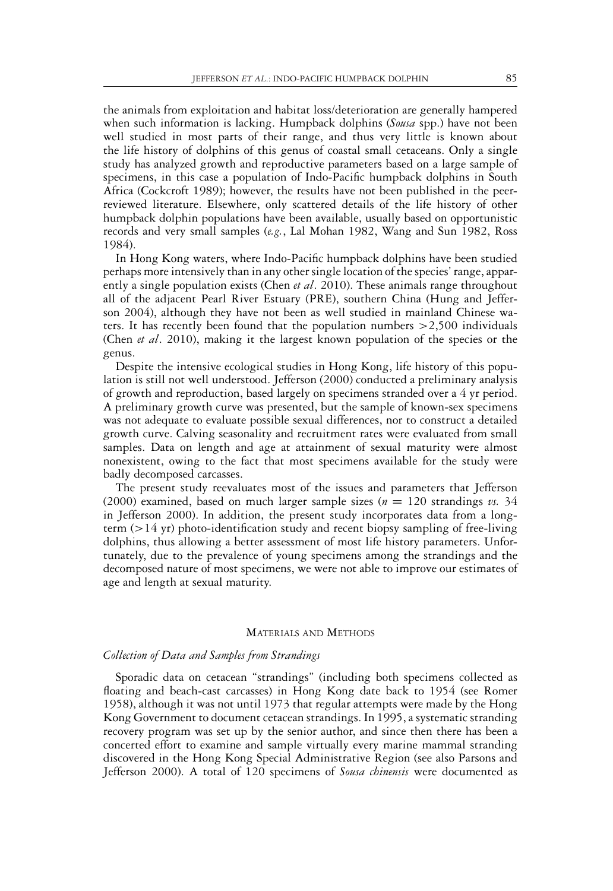the animals from exploitation and habitat loss/deterioration are generally hampered when such information is lacking. Humpback dolphins (*Sousa* spp.) have not been well studied in most parts of their range, and thus very little is known about the life history of dolphins of this genus of coastal small cetaceans. Only a single study has analyzed growth and reproductive parameters based on a large sample of specimens, in this case a population of Indo-Pacific humpback dolphins in South Africa (Cockcroft 1989); however, the results have not been published in the peer-reviewed literature. Elsewhere, only scattered details of the life history of other humpback dolphin populations have been available, usually based on opportunistic records and very small samples (*e.g.*, Lal Mohan 1982, Wang and Sun 1982, Ross 1984).

In Hong Kong waters, where Indo-Pacific humpback dolphins have been studied perhaps more intensively than in any other single location of the species' range, apparently a single population exists (Chen *et al*. 2010). These animals range throughout all of the adjacent Pearl River Estuary (PRE), southern China (Hung and Jefferson 2004), although they have not been as well studied in mainland Chinese waters. It has recently been found that the population numbers >2,500 individuals (Chen *et al*. 2010), making it the largest known population of the species or the genus.

Despite the intensive ecological studies in Hong Kong, life history of this population is still not well understood. Jefferson (2000) conducted a preliminary analysis of growth and reproduction, based largely on specimens stranded over a 4 yr period. A preliminary growth curve was presented, but the sample of known-sex specimens was not adequate to evaluate possible sexual differences, nor to construct a detailed growth curve. Calving seasonality and recruitment rates were evaluated from small samples. Data on length and age at attainment of sexual maturity were almost nonexistent, owing to the fact that most specimens available for the study were badly decomposed carcasses.

The present study reevaluates most of the issues and parameters that Jefferson (2000) examined, based on much larger sample sizes ($n$ = 120 strandings *vs.* 34 in Jefferson 2000). In addition, the present study incorporates data from a long-term (>14 yr) photo-identification study and recent biopsy sampling of free-living dolphins, thus allowing a better assessment of most life history parameters. Unfortunately, due to the prevalence of young specimens among the strandings and the decomposed nature of most specimens, we were not able to improve our estimates of age and length at sexual maturity.

## Materials and Methods

### *Collection of Data and Samples from Strandings*

Sporadic data on cetacean "strandings" (including both specimens collected as floating and beach-cast carcasses) in Hong Kong date back to 1954 (see Romer 1958), although it was not until 1973 that regular attempts were made by the Hong Kong Government to document cetacean strandings. In 1995, a systematic stranding recovery program was set up by the senior author, and since then there has been a concerted effort to examine and sample virtually every marine mammal stranding discovered in the Hong Kong Special Administrative Region (see also Parsons and Jefferson 2000). A total of 120 specimens of *Sousa chinensis* were documented as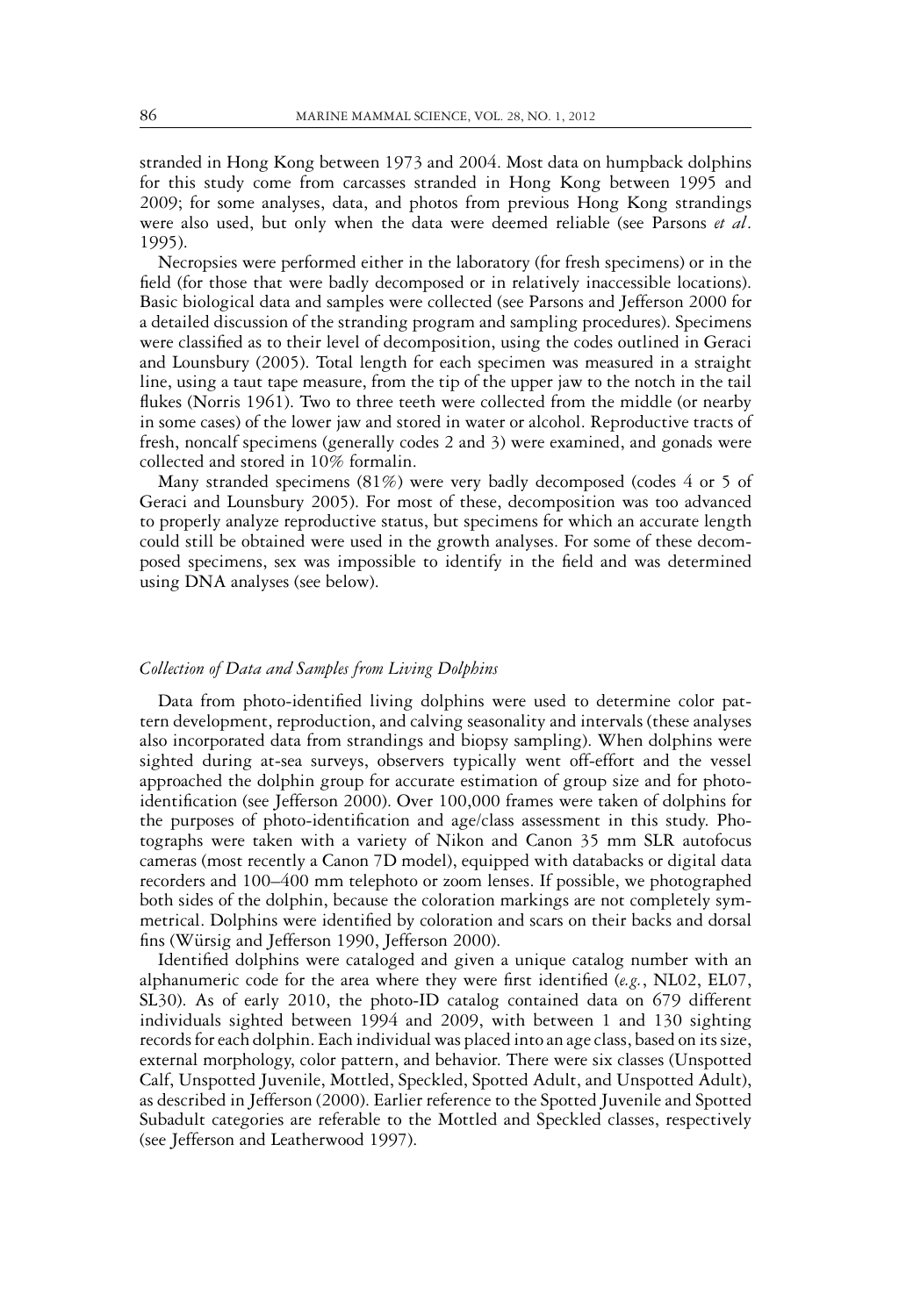stranded in Hong Kong between 1973 and 2004. Most data on humpback dolphins for this study come from carcasses stranded in Hong Kong between 1995 and 2009; for some analyses, data, and photos from previous Hong Kong strandings were also used, but only when the data were deemed reliable (see Parsons *et al*. 1995).

Necropsies were performed either in the laboratory (for fresh specimens) or in the field (for those that were badly decomposed or in relatively inaccessible locations). Basic biological data and samples were collected (see Parsons and Jefferson 2000 for a detailed discussion of the stranding program and sampling procedures). Specimens were classified as to their level of decomposition, using the codes outlined in Geraci and Lounsbury (2005). Total length for each specimen was measured in a straight line, using a taut tape measure, from the tip of the upper jaw to the notch in the tail flukes (Norris 1961). Two to three teeth were collected from the middle (or nearby in some cases) of the lower jaw and stored in water or alcohol. Reproductive tracts of fresh, noncalf specimens (generally codes 2 and 3) were examined, and gonads were collected and stored in 10% formalin.

Many stranded specimens (81%) were very badly decomposed (codes 4 or 5 of Geraci and Lounsbury 2005). For most of these, decomposition was too advanced to properly analyze reproductive status, but specimens for which an accurate length could still be obtained were used in the growth analyses. For some of these decomposed specimens, sex was impossible to identify in the field and was determined using DNA analyses (see below).

### *Collection of Data and Samples from Living Dolphins*

Data from photo-identified living dolphins were used to determine color pattern development, reproduction, and calving seasonality and intervals (these analyses also incorporated data from strandings and biopsy sampling). When dolphins were sighted during at-sea surveys, observers typically went off-effort and the vessel approached the dolphin group for accurate estimation of group size and for photo-identification (see Jefferson 2000). Over 100,000 frames were taken of dolphins for the purposes of photo-identification and age/class assessment in this study. Photographs were taken with a variety of Nikon and Canon 35 mm SLR autofocus cameras (most recently a Canon 7D model), equipped with databacks or digital data recorders and 100–400 mm telephoto or zoom lenses. If possible, we photographed both sides of the dolphin, because the coloration markings are not completely symmetrical. Dolphins were identified by coloration and scars on their backs and dorsal fins (Würsig and Jefferson 1990, Jefferson 2000).

Identified dolphins were cataloged and given a unique catalog number with an alphanumeric code for the area where they were first identified (*e.g.*, NL02, EL07, SL30). As of early 2010, the photo-ID catalog contained data on 679 different individuals sighted between 1994 and 2009, with between 1 and 130 sighting records for each dolphin. Each individual was placed into an age class, based on its size, external morphology, color pattern, and behavior. There were six classes (Unspotted Calf, Unspotted Juvenile, Mottled, Speckled, Spotted Adult, and Unspotted Adult), as described in Jefferson (2000). Earlier reference to the Spotted Juvenile and Spotted Subadult categories are referable to the Mottled and Speckled classes, respectively (see Jefferson and Leatherwood 1997).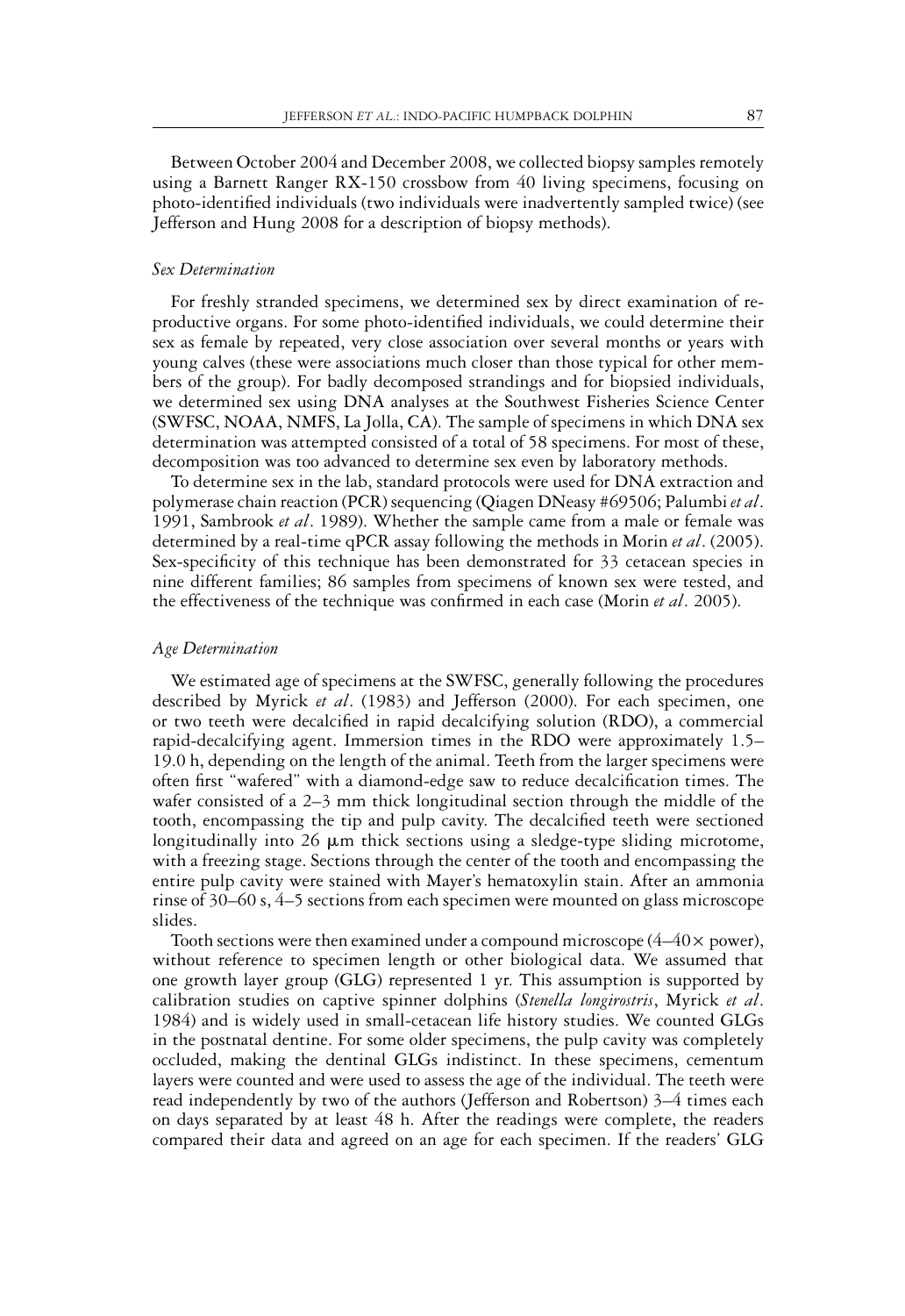Between October 2004 and December 2008, we collected biopsy samples remotely using a Barnett Ranger RX-150 crossbow from 40 living specimens, focusing on photo-identified individuals (two individuals were inadvertently sampled twice) (see Jefferson and Hung 2008 for a description of biopsy methods).

### *Sex Determination*

For freshly stranded specimens, we determined sex by direct examination of reproductive organs. For some photo-identified individuals, we could determine their sex as female by repeated, very close association over several months or years with young calves (these were associations much closer than those typical for other members of the group). For badly decomposed strandings and for biopsied individuals, we determined sex using DNA analyses at the Southwest Fisheries Science Center (SWFSC, NOAA, NMFS, La Jolla, CA). The sample of specimens in which DNA sex determination was attempted consisted of a total of 58 specimens. For most of these, decomposition was too advanced to determine sex even by laboratory methods.

To determine sex in the lab, standard protocols were used for DNA extraction and polymerase chain reaction (PCR) sequencing (Qiagen DNeasy #69506; Palumbi *et al*. 1991, Sambrook *et al*. 1989). Whether the sample came from a male or female was determined by a real-time qPCR assay following the methods in Morin *et al*. (2005). Sex-specificity of this technique has been demonstrated for 33 cetacean species in nine different families; 86 samples from specimens of known sex were tested, and the effectiveness of the technique was confirmed in each case (Morin *et al*. 2005).

### *Age Determination*

We estimated age of specimens at the SWFSC, generally following the procedures described by Myrick *et al*. (1983) and Jefferson (2000). For each specimen, one or two teeth were decalcified in rapid decalcifying solution (RDO), a commercial rapid-decalcifying agent. Immersion times in the RDO were approximately 1.5–19.0 h, depending on the length of the animal. Teeth from the larger specimens were often first "wafered" with a diamond-edge saw to reduce decalcification times. The wafer consisted of a 2–3 mm thick longitudinal section through the middle of the tooth, encompassing the tip and pulp cavity. The decalcified teeth were sectioned longitudinally into 26 $\mu$m thick sections using a sledge-type sliding microtome, with a freezing stage. Sections through the center of the tooth and encompassing the entire pulp cavity were stained with Mayer's hematoxylin stain. After an ammonia rinse of 30–60 s, 4–5 sections from each specimen were mounted on glass microscope slides.

Tooth sections were then examined under a compound microscope (4–40$\times$ power), without reference to specimen length or other biological data. We assumed that one growth layer group (GLG) represented 1 yr. This assumption is supported by calibration studies on captive spinner dolphins (*Stenella longirostris*, Myrick *et al*. 1984) and is widely used in small-cetacean life history studies. We counted GLGs in the postnatal dentine. For some older specimens, the pulp cavity was completely occluded, making the dentinal GLGs indistinct. In these specimens, cementum layers were counted and were used to assess the age of the individual. The teeth were read independently by two of the authors (Jefferson and Robertson) 3–4 times each on days separated by at least 48 h. After the readings were complete, the readers compared their data and agreed on an age for each specimen. If the readers' GLG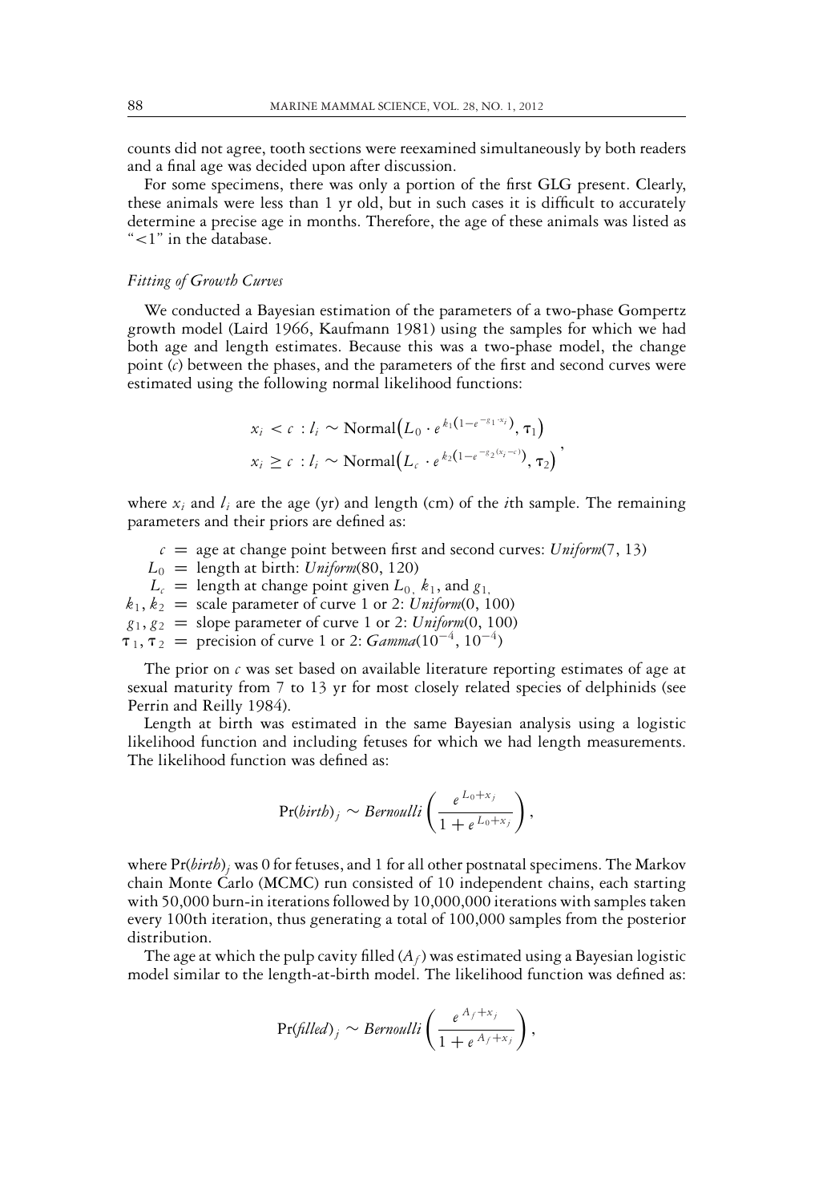counts did not agree, tooth sections were reexamined simultaneously by both readers and a final age was decided upon after discussion.

For some specimens, there was only a portion of the first GLG present. Clearly, these animals were less than 1 yr old, but in such cases it is difficult to accurately determine a precise age in months. Therefore, the age of these animals was listed as "<1" in the database.

### *Fitting of Growth Curves*

We conducted a Bayesian estimation of the parameters of a two-phase Gompertz growth model (Laird 1966, Kaufmann 1981) using the samples for which we had both age and length estimates. Because this was a two-phase model, the change point ($c$) between the phases, and the parameters of the first and second curves were estimated using the following normal likelihood functions:

$$
\begin{aligned}
x_i < c &: l_i \sim \text{Normal}\left(L_0 \cdot e^{k_1\left(1-e^{-g_1 \cdot x_i}\right)}, \tau_1\right) \\
x_i \geq c &: l_i \sim \text{Normal}\left(L_c \cdot e^{k_2\left(1-e^{-g_2(x_i-c)}\right)}, \tau_2\right)
\end{aligned},
$$

where $x_i$ and $l_i$ are the age (yr) and length (cm) of the $i$th sample. The remaining parameters and their priors are defined as:

- $c$ = age at change point between first and second curves: *Uniform*(7, 13)
- $L_0$ = length at birth: *Uniform*(80, 120)
- $L_c$ = length at change point given $L_0$, $k_1$, and $g_1$,
- $k_1, k_2$ = scale parameter of curve 1 or 2: *Uniform*(0, 100)
- $g_1, g_2$ = slope parameter of curve 1 or 2: *Uniform*(0, 100)
- $\tau_1, \tau_2$ = precision of curve 1 or 2: *Gamma*($10^{-4}$, $10^{-4}$)

The prior on $c$ was set based on available literature reporting estimates of age at sexual maturity from 7 to 13 yr for most closely related species of delphinids (see Perrin and Reilly 1984).

Length at birth was estimated in the same Bayesian analysis using a logistic likelihood function and including fetuses for which we had length measurements. The likelihood function was defined as:

$$
\Pr(\mathit{birth})_j \sim \mathit{Bernoulli}\left(\frac{e^{L_0+x_j}}{1+e^{L_0+x_j}}\right),
$$

where $\Pr(\mathit{birth})_j$ was 0 for fetuses, and 1 for all other postnatal specimens. The Markov chain Monte Carlo (MCMC) run consisted of 10 independent chains, each starting with 50,000 burn-in iterations followed by 10,000,000 iterations with samples taken every 100th iteration, thus generating a total of 100,000 samples from the posterior distribution.

The age at which the pulp cavity filled ($A_f$) was estimated using a Bayesian logistic model similar to the length-at-birth model. The likelihood function was defined as:

$$
\Pr(\mathit{filled})_j \sim \mathit{Bernoulli}\left(\frac{e^{A_f+x_j}}{1+e^{A_f+x_j}}\right),
$$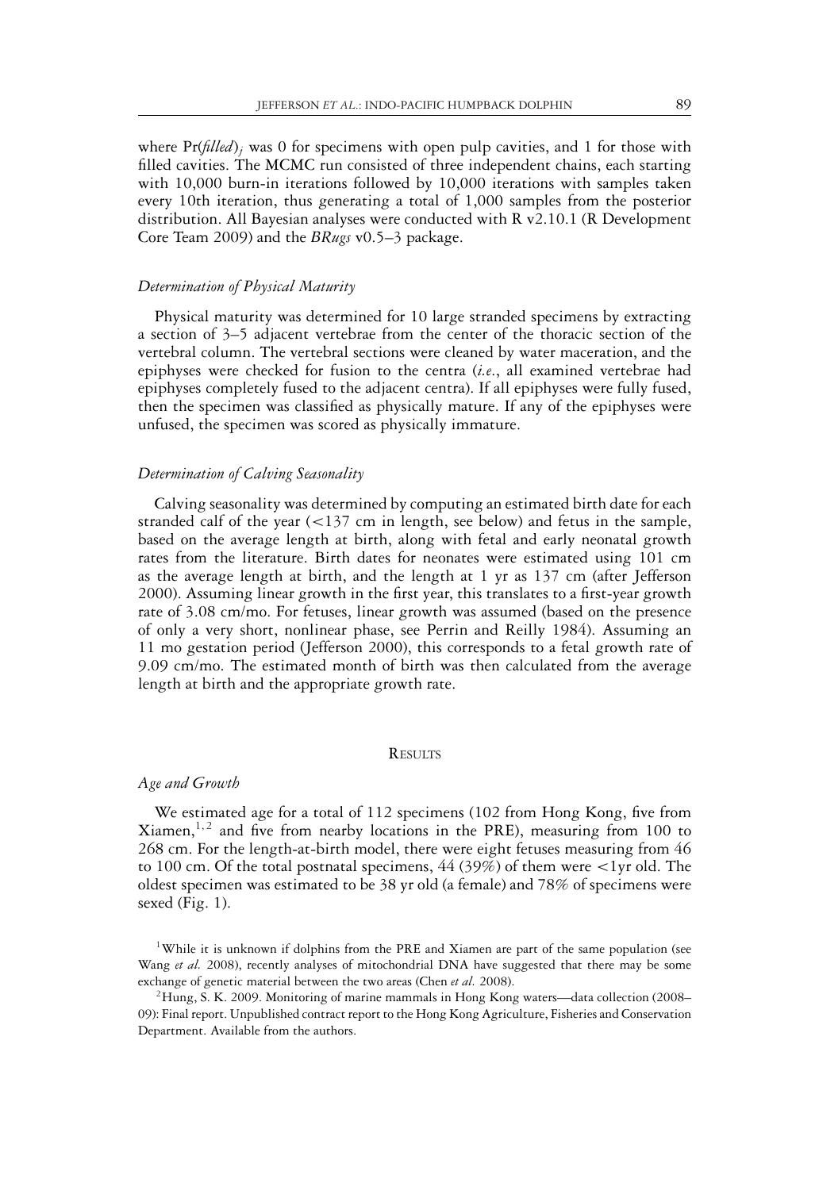where $\Pr(\mathit{filled})_j$ was 0 for specimens with open pulp cavities, and 1 for those with filled cavities. The MCMC run consisted of three independent chains, each starting with 10,000 burn-in iterations followed by 10,000 iterations with samples taken every 10th iteration, thus generating a total of 1,000 samples from the posterior distribution. All Bayesian analyses were conducted with R v2.10.1 (R Development Core Team 2009) and the *BRugs* v0.5–3 package.

### *Determination of Physical Maturity*

Physical maturity was determined for 10 large stranded specimens by extracting a section of 3–5 adjacent vertebrae from the center of the thoracic section of the vertebral column. The vertebral sections were cleaned by water maceration, and the epiphyses were checked for fusion to the centra (*i.e.*, all examined vertebrae had epiphyses completely fused to the adjacent centra). If all epiphyses were fully fused, then the specimen was classified as physically mature. If any of the epiphyses were unfused, the specimen was scored as physically immature.

### *Determination of Calving Seasonality*

Calving seasonality was determined by computing an estimated birth date for each stranded calf of the year (<137 cm in length, see below) and fetus in the sample, based on the average length at birth, along with fetal and early neonatal growth rates from the literature. Birth dates for neonates were estimated using 101 cm as the average length at birth, and the length at 1 yr as 137 cm (after Jefferson 2000). Assuming linear growth in the first year, this translates to a first-year growth rate of 3.08 cm/mo. For fetuses, linear growth was assumed (based on the presence of only a very short, nonlinear phase, see Perrin and Reilly 1984). Assuming an 11 mo gestation period (Jefferson 2000), this corresponds to a fetal growth rate of 9.09 cm/mo. The estimated month of birth was then calculated from the average length at birth and the appropriate growth rate.

## RESULTS

### *Age and Growth*

We estimated age for a total of 112 specimens (102 from Hong Kong, five from Xiamen,[1,2] and five from nearby locations in the PRE), measuring from 100 to 268 cm. For the length-at-birth model, there were eight fetuses measuring from 46 to 100 cm. Of the total postnatal specimens, 44 (39%) of them were <1yr old. The oldest specimen was estimated to be 38 yr old (a female) and 78% of specimens were sexed (Fig. 1).

[1]While it is unknown if dolphins from the PRE and Xiamen are part of the same population (see Wang *et al.* 2008), recently analyses of mitochondrial DNA have suggested that there may be some exchange of genetic material between the two areas (Chen *et al.* 2008).

[2]Hung, S. K. 2009. Monitoring of marine mammals in Hong Kong waters—data collection (2008–09): Final report. Unpublished contract report to the Hong Kong Agriculture, Fisheries and Conservation Department. Available from the authors.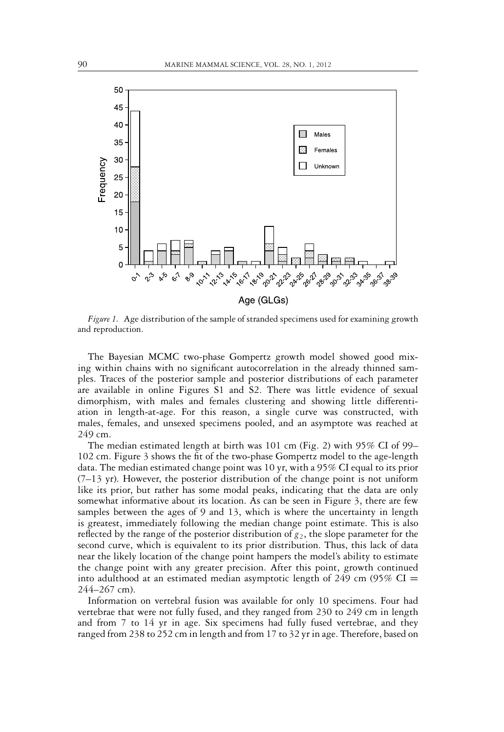*Figure 1.* Age distribution of the sample of stranded specimens used for examining growth and reproduction.

The Bayesian MCMC two-phase Gompertz growth model showed good mixing within chains with no significant autocorrelation in the already thinned samples. Traces of the posterior sample and posterior distributions of each parameter are available in online Figures S1 and S2. There was little evidence of sexual dimorphism, with males and females clustering and showing little differentiation in length-at-age. For this reason, a single curve was constructed, with males, females, and unsexed specimens pooled, and an asymptote was reached at 249 cm.

The median estimated length at birth was 101 cm (Fig. 2) with 95% CI of 99–102 cm. Figure 3 shows the fit of the two-phase Gompertz model to the age-length data. The median estimated change point was 10 yr, with a 95% CI equal to its prior (7–13 yr). However, the posterior distribution of the change point is not uniform like its prior, but rather has some modal peaks, indicating that the data are only somewhat informative about its location. As can be seen in Figure 3, there are few samples between the ages of 9 and 13, which is where the uncertainty in length is greatest, immediately following the median change point estimate. This is also reflected by the range of the posterior distribution of $g_2$, the slope parameter for the second curve, which is equivalent to its prior distribution. Thus, this lack of data near the likely location of the change point hampers the model's ability to estimate the change point with any greater precision. After this point, growth continued into adulthood at an estimated median asymptotic length of 249 cm (95% CI = 244–267 cm).

Information on vertebral fusion was available for only 10 specimens. Four had vertebrae that were not fully fused, and they ranged from 230 to 249 cm in length and from 7 to 14 yr in age. Six specimens had fully fused vertebrae, and they ranged from 238 to 252 cm in length and from 17 to 32 yr in age. Therefore, based on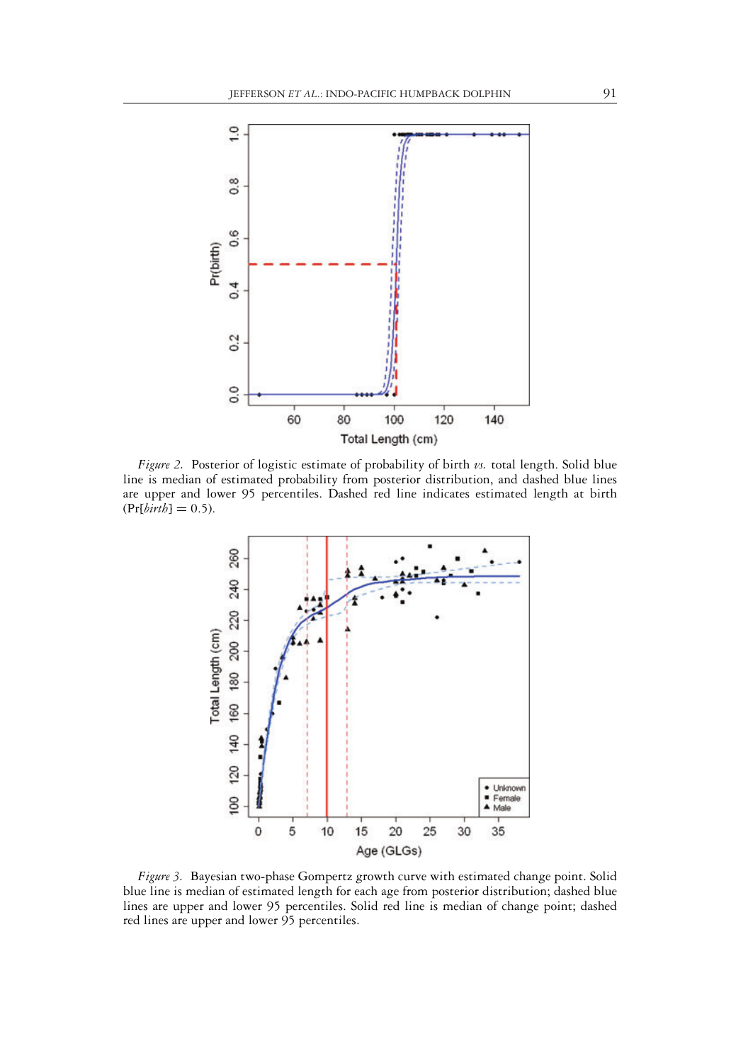*Figure 2.* Posterior of logistic estimate of probability of birth *vs.* total length. Solid blue line is median of estimated probability from posterior distribution, and dashed blue lines are upper and lower 95 percentiles. Dashed red line indicates estimated length at birth ($\Pr[birth] = 0.5$).

*Figure 3.* Bayesian two-phase Gompertz growth curve with estimated change point. Solid blue line is median of estimated length for each age from posterior distribution; dashed blue lines are upper and lower 95 percentiles. Solid red line is median of change point; dashed red lines are upper and lower 95 percentiles.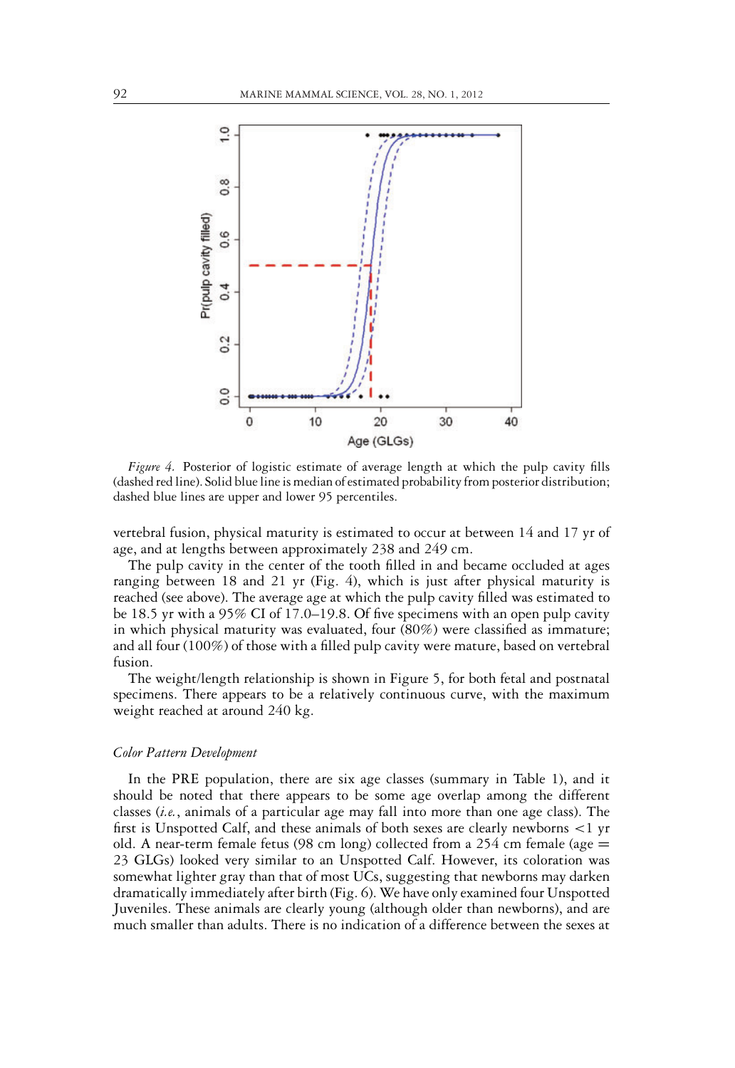*Figure 4.* Posterior of logistic estimate of average length at which the pulp cavity fills (dashed red line). Solid blue line is median of estimated probability from posterior distribution; dashed blue lines are upper and lower 95 percentiles.

vertebral fusion, physical maturity is estimated to occur at between 14 and 17 yr of age, and at lengths between approximately 238 and 249 cm.

The pulp cavity in the center of the tooth filled in and became occluded at ages ranging between 18 and 21 yr (Fig. 4), which is just after physical maturity is reached (see above). The average age at which the pulp cavity filled was estimated to be 18.5 yr with a 95% CI of 17.0–19.8. Of five specimens with an open pulp cavity in which physical maturity was evaluated, four (80%) were classified as immature; and all four (100%) of those with a filled pulp cavity were mature, based on vertebral fusion.

The weight/length relationship is shown in Figure 5, for both fetal and postnatal specimens. There appears to be a relatively continuous curve, with the maximum weight reached at around 240 kg.

### *Color Pattern Development*

In the PRE population, there are six age classes (summary in Table 1), and it should be noted that there appears to be some age overlap among the different classes (*i.e.*, animals of a particular age may fall into more than one age class). The first is Unspotted Calf, and these animals of both sexes are clearly newborns <1 yr old. A near-term female fetus (98 cm long) collected from a 254 cm female (age = 23 GLGs) looked very similar to an Unspotted Calf. However, its coloration was somewhat lighter gray than that of most UCs, suggesting that newborns may darken dramatically immediately after birth (Fig. 6). We have only examined four Unspotted Juveniles. These animals are clearly young (although older than newborns), and are much smaller than adults. There is no indication of a difference between the sexes at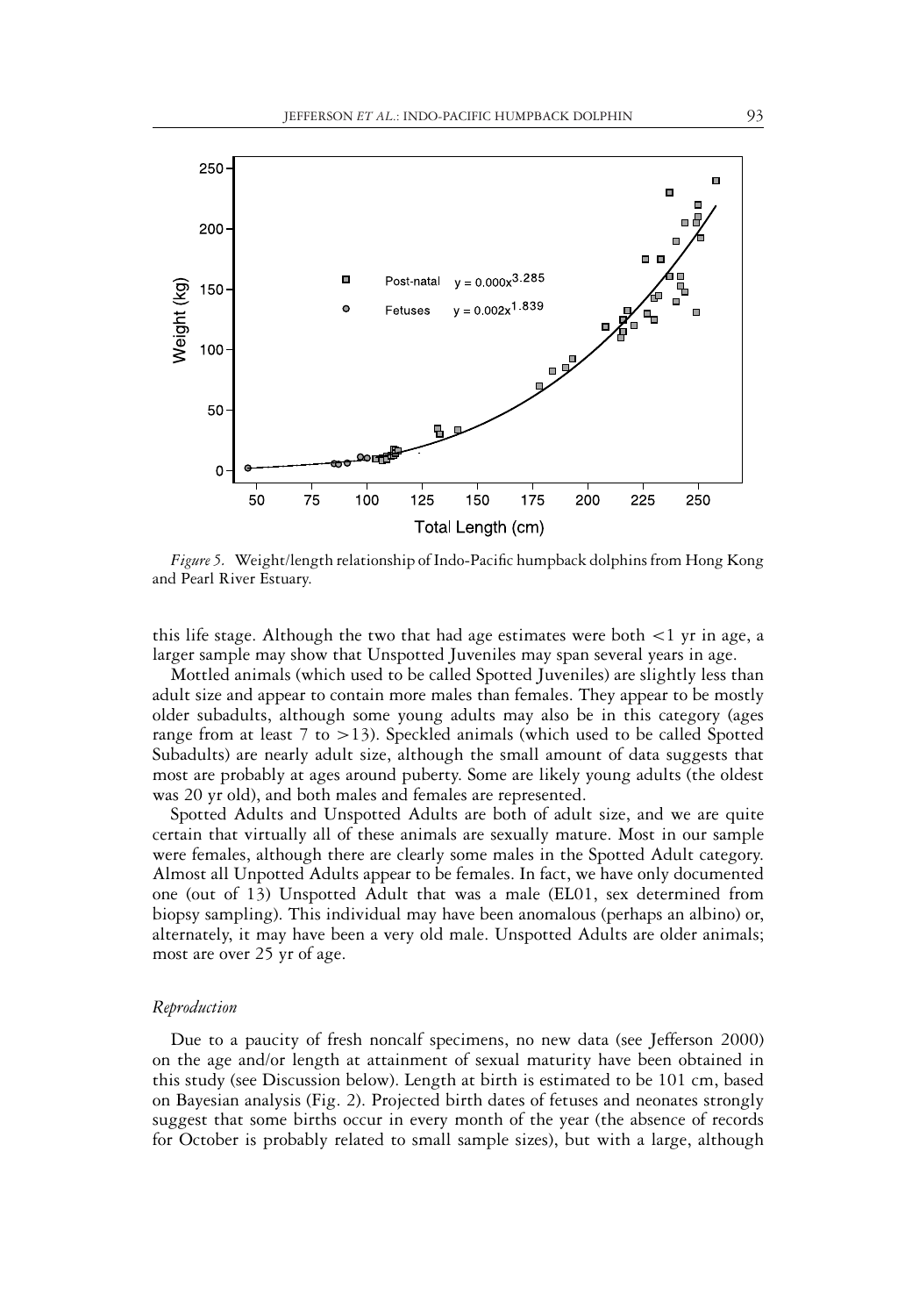*Figure 5.* Weight/length relationship of Indo-Pacific humpback dolphins from Hong Kong and Pearl River Estuary.

this life stage. Although the two that had age estimates were both <1 yr in age, a larger sample may show that Unspotted Juveniles may span several years in age.

Mottled animals (which used to be called Spotted Juveniles) are slightly less than adult size and appear to contain more males than females. They appear to be mostly older subadults, although some young adults may also be in this category (ages range from at least 7 to >13). Speckled animals (which used to be called Spotted Subadults) are nearly adult size, although the small amount of data suggests that most are probably at ages around puberty. Some are likely young adults (the oldest was 20 yr old), and both males and females are represented.

Spotted Adults and Unspotted Adults are both of adult size, and we are quite certain that virtually all of these animals are sexually mature. Most in our sample were females, although there are clearly some males in the Spotted Adult category. Almost all Unpotted Adults appear to be females. In fact, we have only documented one (out of 13) Unspotted Adult that was a male (EL01, sex determined from biopsy sampling). This individual may have been anomalous (perhaps an albino) or, alternately, it may have been a very old male. Unspotted Adults are older animals; most are over 25 yr of age.

### *Reproduction*

Due to a paucity of fresh noncalf specimens, no new data (see Jefferson 2000) on the age and/or length at attainment of sexual maturity have been obtained in this study (see Discussion below). Length at birth is estimated to be 101 cm, based on Bayesian analysis (Fig. 2). Projected birth dates of fetuses and neonates strongly suggest that some births occur in every month of the year (the absence of records for October is probably related to small sample sizes), but with a large, although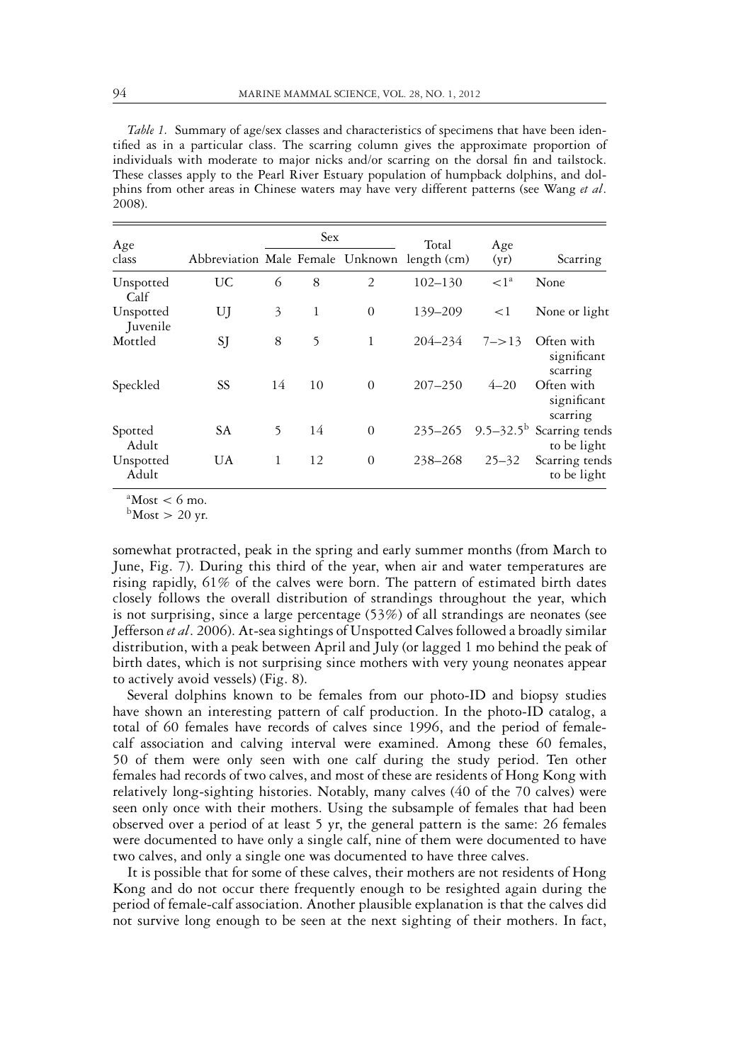*Table 1.* Summary of age/sex classes and characteristics of specimens that have been identified as in a particular class. The scarring column gives the approximate proportion of individuals with moderate to major nicks and/or scarring on the dorsal fin and tailstock. These classes apply to the Pearl River Estuary population of humpback dolphins, and dolphins from other areas in Chinese waters may have very different patterns (see Wang *et al*. 2008).

| Age class | Abbreviation | Sex | | | Total length (cm) | Age (yr) | Scarring |
|---|---|---|---|---|---|---|---|
| | | Male | Female | Unknown | | | |
| Unspotted Calf | UC | 6 | 8 | 2 | 102–130 | <1[a] | None |
| Unspotted Juvenile | UJ | 3 | 1 | 0 | 139–209 | <1 | None or light |
| Mottled | SJ | 8 | 5 | 1 | 204–234 | 7–>13 | Often with significant scarring |
| Speckled | SS | 14 | 10 | 0 | 207–250 | 4–20 | Often with significant scarring |
| Spotted Adult | SA | 5 | 14 | 0 | 235–265 | 9.5–32.5[b] | Scarring tends to be light |
| Unspotted Adult | UA | 1 | 12 | 0 | 238–268 | 25–32 | Scarring tends to be light |

[a]Most < 6 mo.
[b]Most > 20 yr.

somewhat protracted, peak in the spring and early summer months (from March to June, Fig. 7). During this third of the year, when air and water temperatures are rising rapidly, 61% of the calves were born. The pattern of estimated birth dates closely follows the overall distribution of strandings throughout the year, which is not surprising, since a large percentage (53%) of all strandings are neonates (see Jefferson *et al*. 2006). At-sea sightings of Unspotted Calves followed a broadly similar distribution, with a peak between April and July (or lagged 1 mo behind the peak of birth dates, which is not surprising since mothers with very young neonates appear to actively avoid vessels) (Fig. 8).

Several dolphins known to be females from our photo-ID and biopsy studies have shown an interesting pattern of calf production. In the photo-ID catalog, a total of 60 females have records of calves since 1996, and the period of female-calf association and calving interval were examined. Among these 60 females, 50 of them were only seen with one calf during the study period. Ten other females had records of two calves, and most of these are residents of Hong Kong with relatively long-sighting histories. Notably, many calves (40 of the 70 calves) were seen only once with their mothers. Using the subsample of females that had been observed over a period of at least 5 yr, the general pattern is the same: 26 females were documented to have only a single calf, nine of them were documented to have two calves, and only a single one was documented to have three calves.

It is possible that for some of these calves, their mothers are not residents of Hong Kong and do not occur there frequently enough to be resighted again during the period of female-calf association. Another plausible explanation is that the calves did not survive long enough to be seen at the next sighting of their mothers. In fact,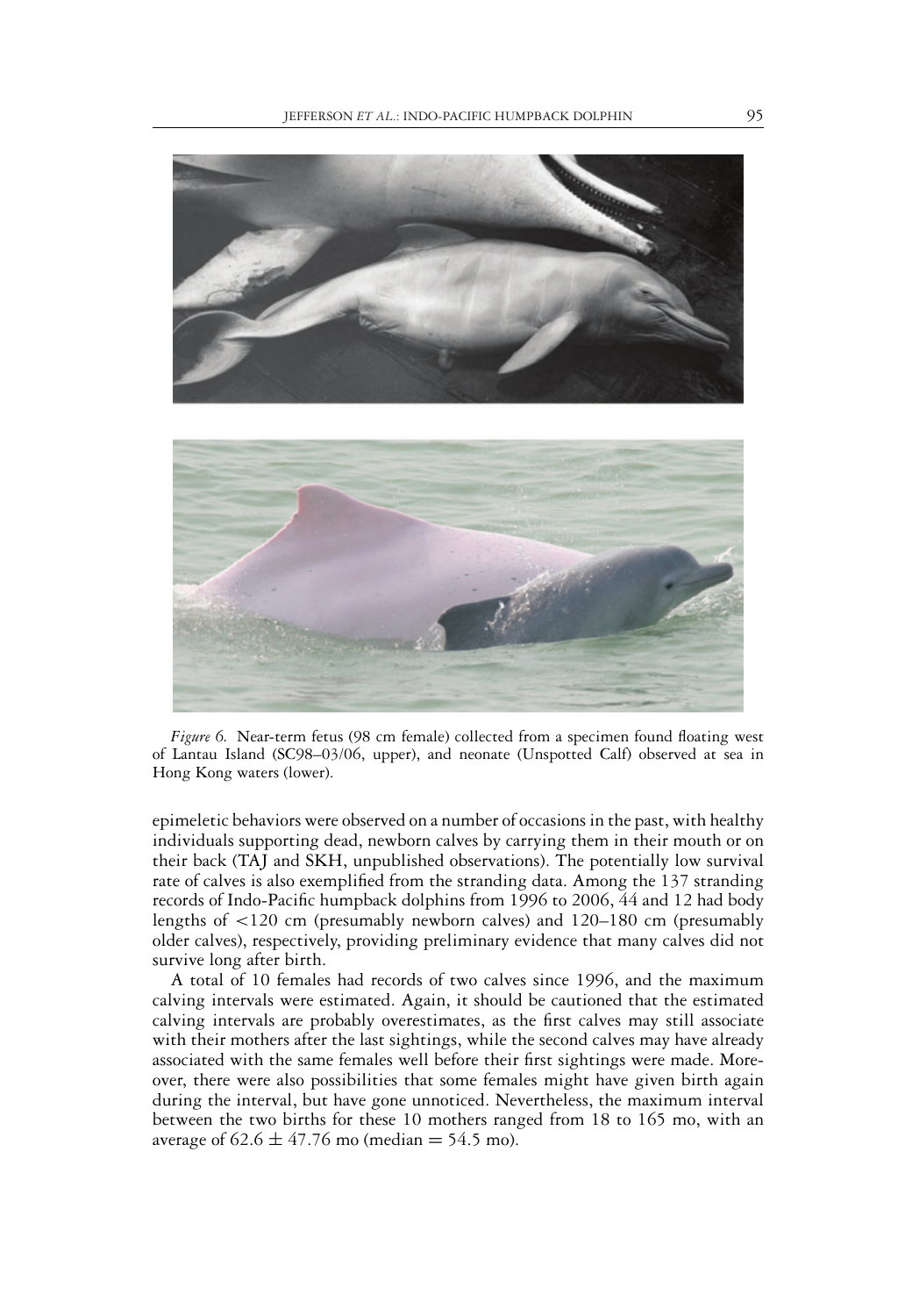*Figure 6.* Near-term fetus (98 cm female) collected from a specimen found floating west of Lantau Island (SC98–03/06, upper), and neonate (Unspotted Calf) observed at sea in Hong Kong waters (lower).

epimeletic behaviors were observed on a number of occasions in the past, with healthy individuals supporting dead, newborn calves by carrying them in their mouth or on their back (TAJ and SKH, unpublished observations). The potentially low survival rate of calves is also exemplified from the stranding data. Among the 137 stranding records of Indo-Pacific humpback dolphins from 1996 to 2006, 44 and 12 had body lengths of <120 cm (presumably newborn calves) and 120–180 cm (presumably older calves), respectively, providing preliminary evidence that many calves did not survive long after birth.

A total of 10 females had records of two calves since 1996, and the maximum calving intervals were estimated. Again, it should be cautioned that the estimated calving intervals are probably overestimates, as the first calves may still associate with their mothers after the last sightings, while the second calves may have already associated with the same females well before their first sightings were made. Moreover, there were also possibilities that some females might have given birth again during the interval, but have gone unnoticed. Nevertheless, the maximum interval between the two births for these 10 mothers ranged from 18 to 165 mo, with an average of $62.6 \pm 47.76$ mo (median = 54.5 mo).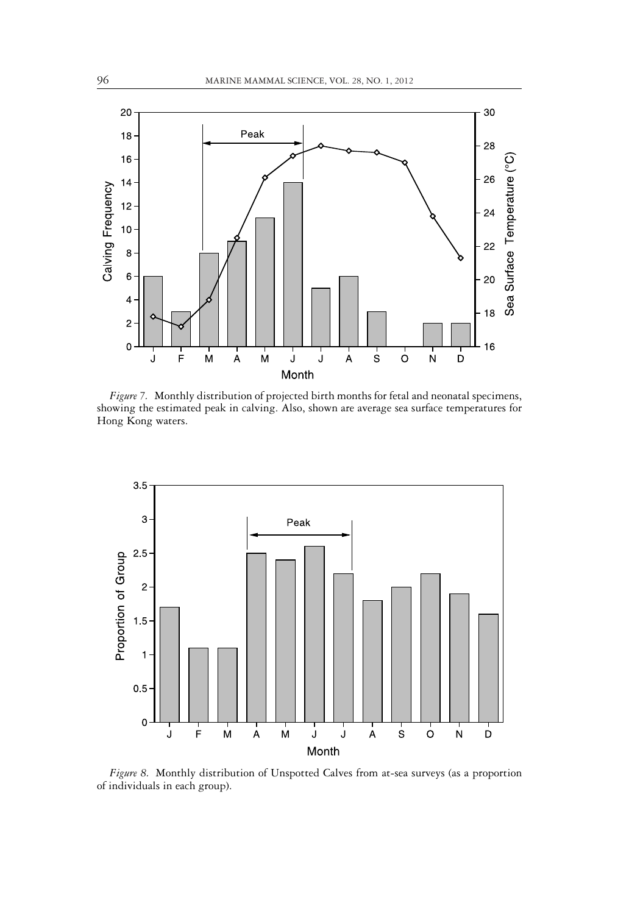*Figure 7.* Monthly distribution of projected birth months for fetal and neonatal specimens, showing the estimated peak in calving. Also, shown are average sea surface temperatures for Hong Kong waters.

*Figure 8.* Monthly distribution of Unspotted Calves from at-sea surveys (as a proportion of individuals in each group).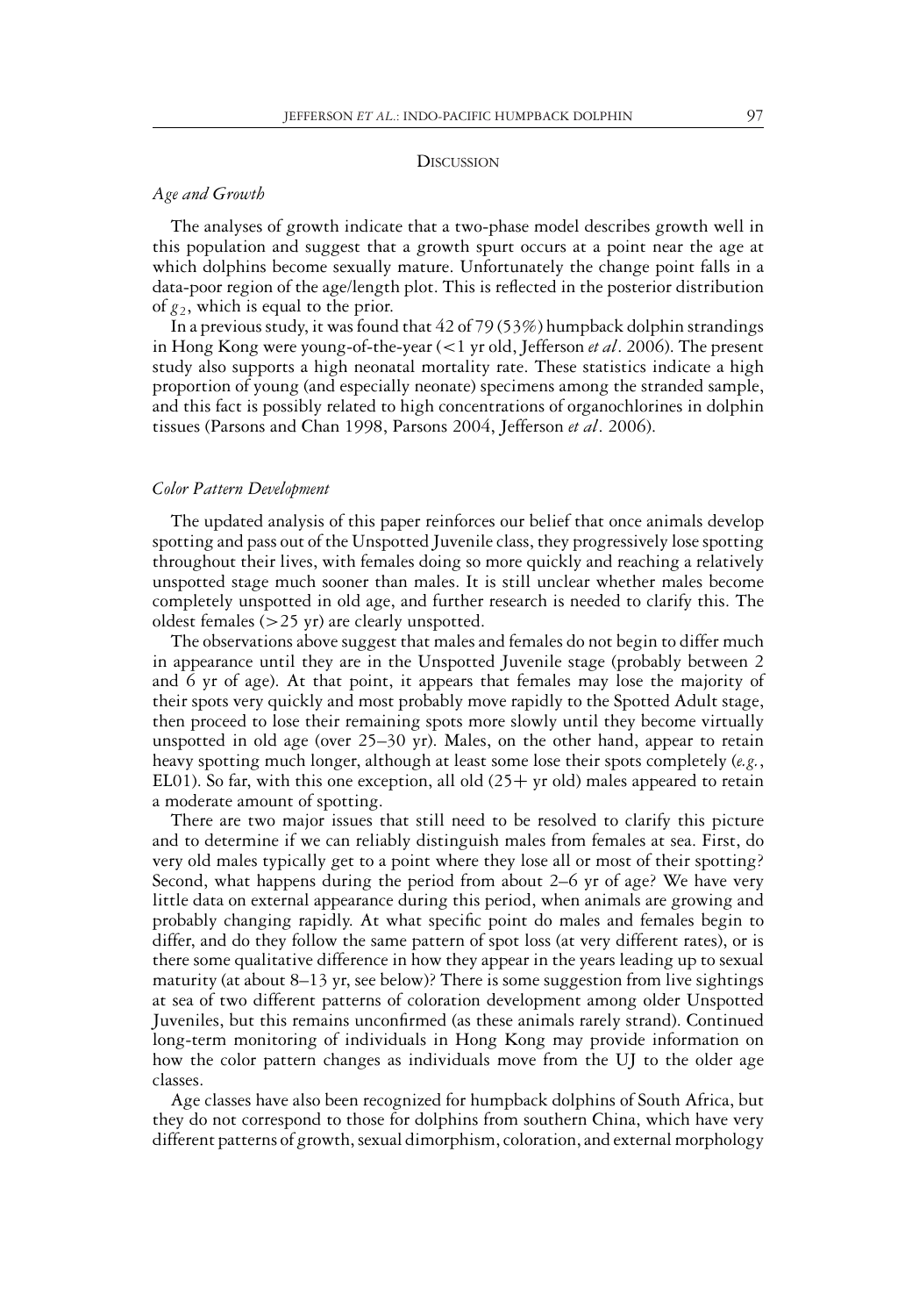## Discussion

### *Age and Growth*

The analyses of growth indicate that a two-phase model describes growth well in this population and suggest that a growth spurt occurs at a point near the age at which dolphins become sexually mature. Unfortunately the change point falls in a data-poor region of the age/length plot. This is reflected in the posterior distribution of $g_2$, which is equal to the prior.

In a previous study, it was found that 42 of 79 (53%) humpback dolphin strandings in Hong Kong were young-of-the-year (<1 yr old, Jefferson *et al*. 2006). The present study also supports a high neonatal mortality rate. These statistics indicate a high proportion of young (and especially neonate) specimens among the stranded sample, and this fact is possibly related to high concentrations of organochlorines in dolphin tissues (Parsons and Chan 1998, Parsons 2004, Jefferson *et al*. 2006).

### *Color Pattern Development*

The updated analysis of this paper reinforces our belief that once animals develop spotting and pass out of the Unspotted Juvenile class, they progressively lose spotting throughout their lives, with females doing so more quickly and reaching a relatively unspotted stage much sooner than males. It is still unclear whether males become completely unspotted in old age, and further research is needed to clarify this. The oldest females (>25 yr) are clearly unspotted.

The observations above suggest that males and females do not begin to differ much in appearance until they are in the Unspotted Juvenile stage (probably between 2 and 6 yr of age). At that point, it appears that females may lose the majority of their spots very quickly and most probably move rapidly to the Spotted Adult stage, then proceed to lose their remaining spots more slowly until they become virtually unspotted in old age (over 25–30 yr). Males, on the other hand, appear to retain heavy spotting much longer, although at least some lose their spots completely (*e.g.*, EL01). So far, with this one exception, all old (25+ yr old) males appeared to retain a moderate amount of spotting.

There are two major issues that still need to be resolved to clarify this picture and to determine if we can reliably distinguish males from females at sea. First, do very old males typically get to a point where they lose all or most of their spotting? Second, what happens during the period from about 2–6 yr of age? We have very little data on external appearance during this period, when animals are growing and probably changing rapidly. At what specific point do males and females begin to differ, and do they follow the same pattern of spot loss (at very different rates), or is there some qualitative difference in how they appear in the years leading up to sexual maturity (at about 8–13 yr, see below)? There is some suggestion from live sightings at sea of two different patterns of coloration development among older Unspotted Juveniles, but this remains unconfirmed (as these animals rarely strand). Continued long-term monitoring of individuals in Hong Kong may provide information on how the color pattern changes as individuals move from the UJ to the older age classes.

Age classes have also been recognized for humpback dolphins of South Africa, but they do not correspond to those for dolphins from southern China, which have very different patterns of growth, sexual dimorphism, coloration, and external morphology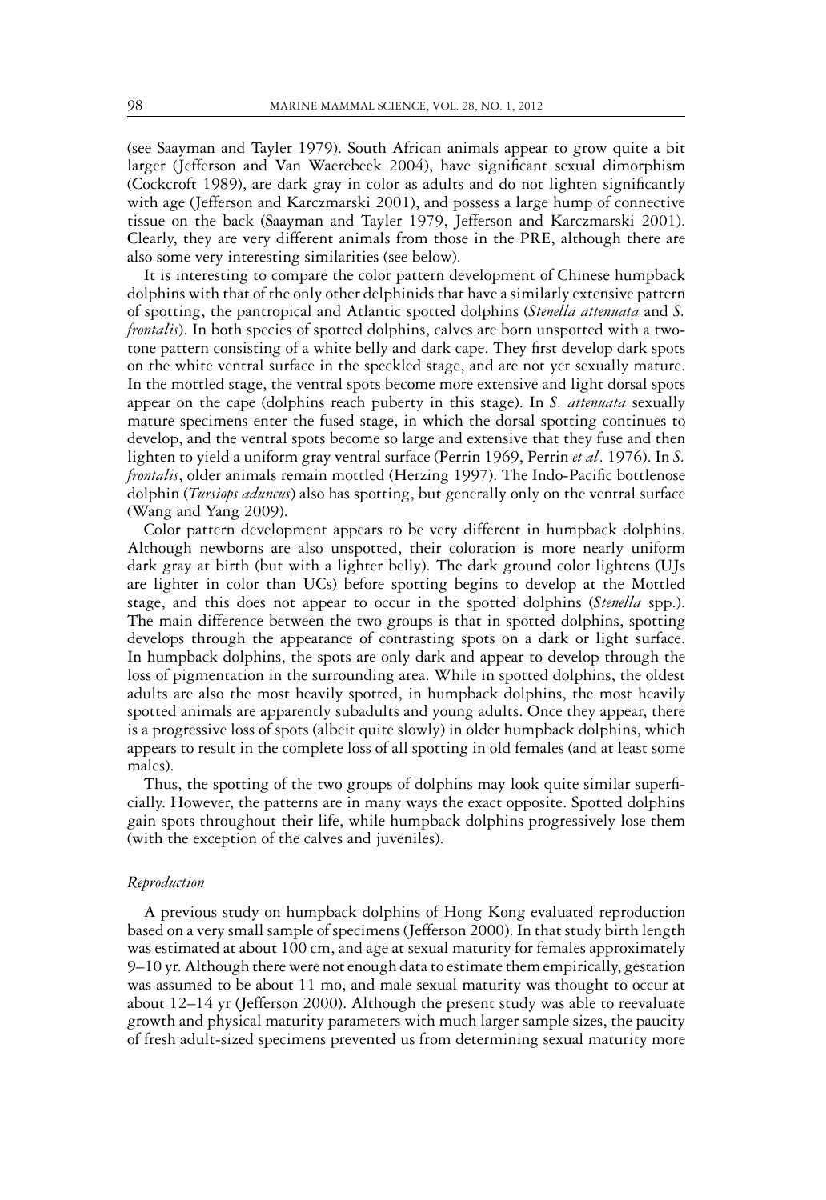(see Saayman and Tayler 1979). South African animals appear to grow quite a bit larger (Jefferson and Van Waerebeek 2004), have significant sexual dimorphism (Cockcroft 1989), are dark gray in color as adults and do not lighten significantly with age (Jefferson and Karczmarski 2001), and possess a large hump of connective tissue on the back (Saayman and Tayler 1979, Jefferson and Karczmarski 2001). Clearly, they are very different animals from those in the PRE, although there are also some very interesting similarities (see below).

It is interesting to compare the color pattern development of Chinese humpback dolphins with that of the only other delphinids that have a similarly extensive pattern of spotting, the pantropical and Atlantic spotted dolphins (*Stenella attenuata* and *S. frontalis*). In both species of spotted dolphins, calves are born unspotted with a two-tone pattern consisting of a white belly and dark cape. They first develop dark spots on the white ventral surface in the speckled stage, and are not yet sexually mature. In the mottled stage, the ventral spots become more extensive and light dorsal spots appear on the cape (dolphins reach puberty in this stage). In *S. attenuata* sexually mature specimens enter the fused stage, in which the dorsal spotting continues to develop, and the ventral spots become so large and extensive that they fuse and then lighten to yield a uniform gray ventral surface (Perrin 1969, Perrin *et al*. 1976). In *S. frontalis*, older animals remain mottled (Herzing 1997). The Indo-Pacific bottlenose dolphin (*Tursiops aduncus*) also has spotting, but generally only on the ventral surface (Wang and Yang 2009).

Color pattern development appears to be very different in humpback dolphins. Although newborns are also unspotted, their coloration is more nearly uniform dark gray at birth (but with a lighter belly). The dark ground color lightens (UJs are lighter in color than UCs) before spotting begins to develop at the Mottled stage, and this does not appear to occur in the spotted dolphins (*Stenella* spp.). The main difference between the two groups is that in spotted dolphins, spotting develops through the appearance of contrasting spots on a dark or light surface. In humpback dolphins, the spots are only dark and appear to develop through the loss of pigmentation in the surrounding area. While in spotted dolphins, the oldest adults are also the most heavily spotted, in humpback dolphins, the most heavily spotted animals are apparently subadults and young adults. Once they appear, there is a progressive loss of spots (albeit quite slowly) in older humpback dolphins, which appears to result in the complete loss of all spotting in old females (and at least some males).

Thus, the spotting of the two groups of dolphins may look quite similar superficially. However, the patterns are in many ways the exact opposite. Spotted dolphins gain spots throughout their life, while humpback dolphins progressively lose them (with the exception of the calves and juveniles).

### *Reproduction*

A previous study on humpback dolphins of Hong Kong evaluated reproduction based on a very small sample of specimens (Jefferson 2000). In that study birth length was estimated at about 100 cm, and age at sexual maturity for females approximately 9–10 yr. Although there were not enough data to estimate them empirically, gestation was assumed to be about 11 mo, and male sexual maturity was thought to occur at about 12–14 yr (Jefferson 2000). Although the present study was able to reevaluate growth and physical maturity parameters with much larger sample sizes, the paucity of fresh adult-sized specimens prevented us from determining sexual maturity more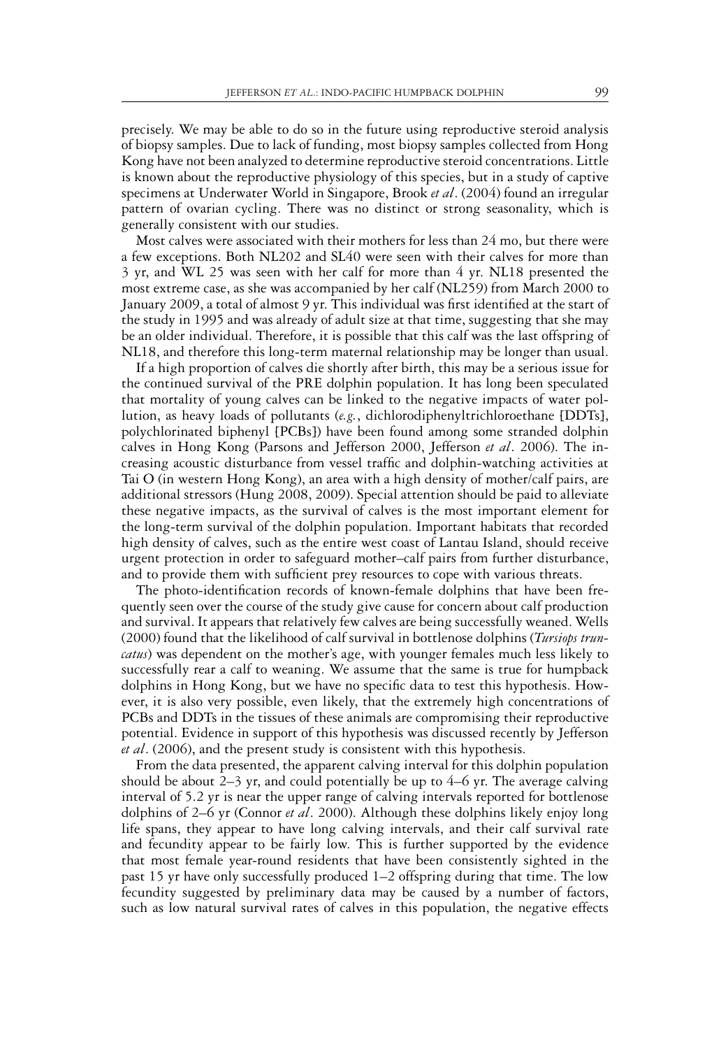precisely. We may be able to do so in the future using reproductive steroid analysis of biopsy samples. Due to lack of funding, most biopsy samples collected from Hong Kong have not been analyzed to determine reproductive steroid concentrations. Little is known about the reproductive physiology of this species, but in a study of captive specimens at Underwater World in Singapore, Brook *et al*. (2004) found an irregular pattern of ovarian cycling. There was no distinct or strong seasonality, which is generally consistent with our studies.

Most calves were associated with their mothers for less than 24 mo, but there were a few exceptions. Both NL202 and SL40 were seen with their calves for more than 3 yr, and WL 25 was seen with her calf for more than 4 yr. NL18 presented the most extreme case, as she was accompanied by her calf (NL259) from March 2000 to January 2009, a total of almost 9 yr. This individual was first identified at the start of the study in 1995 and was already of adult size at that time, suggesting that she may be an older individual. Therefore, it is possible that this calf was the last offspring of NL18, and therefore this long-term maternal relationship may be longer than usual.

If a high proportion of calves die shortly after birth, this may be a serious issue for the continued survival of the PRE dolphin population. It has long been speculated that mortality of young calves can be linked to the negative impacts of water pollution, as heavy loads of pollutants (*e.g.*, dichlorodiphenyltrichloroethane [DDTs], polychlorinated biphenyl [PCBs]) have been found among some stranded dolphin calves in Hong Kong (Parsons and Jefferson 2000, Jefferson *et al*. 2006). The increasing acoustic disturbance from vessel traffic and dolphin-watching activities at Tai O (in western Hong Kong), an area with a high density of mother/calf pairs, are additional stressors (Hung 2008, 2009). Special attention should be paid to alleviate these negative impacts, as the survival of calves is the most important element for the long-term survival of the dolphin population. Important habitats that recorded high density of calves, such as the entire west coast of Lantau Island, should receive urgent protection in order to safeguard mother–calf pairs from further disturbance, and to provide them with sufficient prey resources to cope with various threats.

The photo-identification records of known-female dolphins that have been frequently seen over the course of the study give cause for concern about calf production and survival. It appears that relatively few calves are being successfully weaned. Wells (2000) found that the likelihood of calf survival in bottlenose dolphins (*Tursiops truncatus*) was dependent on the mother's age, with younger females much less likely to successfully rear a calf to weaning. We assume that the same is true for humpback dolphins in Hong Kong, but we have no specific data to test this hypothesis. However, it is also very possible, even likely, that the extremely high concentrations of PCBs and DDTs in the tissues of these animals are compromising their reproductive potential. Evidence in support of this hypothesis was discussed recently by Jefferson *et al*. (2006), and the present study is consistent with this hypothesis.

From the data presented, the apparent calving interval for this dolphin population should be about 2–3 yr, and could potentially be up to 4–6 yr. The average calving interval of 5.2 yr is near the upper range of calving intervals reported for bottlenose dolphins of 2–6 yr (Connor *et al*. 2000). Although these dolphins likely enjoy long life spans, they appear to have long calving intervals, and their calf survival rate and fecundity appear to be fairly low. This is further supported by the evidence that most female year-round residents that have been consistently sighted in the past 15 yr have only successfully produced 1–2 offspring during that time. The low fecundity suggested by preliminary data may be caused by a number of factors, such as low natural survival rates of calves in this population, the negative effects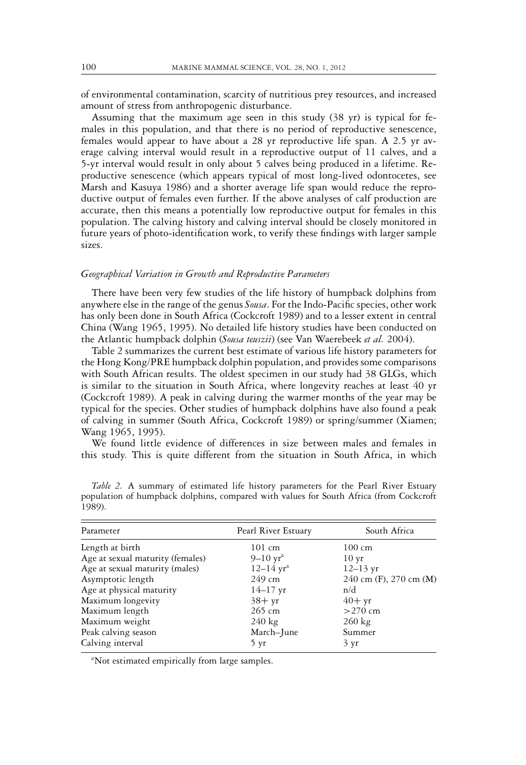of environmental contamination, scarcity of nutritious prey resources, and increased amount of stress from anthropogenic disturbance.

Assuming that the maximum age seen in this study (38 yr) is typical for females in this population, and that there is no period of reproductive senescence, females would appear to have about a 28 yr reproductive life span. A 2.5 yr average calving interval would result in a reproductive output of 11 calves, and a 5-yr interval would result in only about 5 calves being produced in a lifetime. Reproductive senescence (which appears typical of most long-lived odontocetes, see Marsh and Kasuya 1986) and a shorter average life span would reduce the reproductive output of females even further. If the above analyses of calf production are accurate, then this means a potentially low reproductive output for females in this population. The calving history and calving interval should be closely monitored in future years of photo-identification work, to verify these findings with larger sample sizes.

### *Geographical Variation in Growth and Reproductive Parameters*

There have been very few studies of the life history of humpback dolphins from anywhere else in the range of the genus *Sousa*. For the Indo-Pacific species, other work has only been done in South Africa (Cockcroft 1989) and to a lesser extent in central China (Wang 1965, 1995). No detailed life history studies have been conducted on the Atlantic humpback dolphin (*Sousa teuszii*) (see Van Waerebeek *et al.* 2004).

Table 2 summarizes the current best estimate of various life history parameters for the Hong Kong/PRE humpback dolphin population, and provides some comparisons with South African results. The oldest specimen in our study had 38 GLGs, which is similar to the situation in South Africa, where longevity reaches at least 40 yr (Cockcroft 1989). A peak in calving during the warmer months of the year may be typical for the species. Other studies of humpback dolphins have also found a peak of calving in summer (South Africa, Cockcroft 1989) or spring/summer (Xiamen; Wang 1965, 1995).

We found little evidence of differences in size between males and females in this study. This is quite different from the situation in South Africa, in which

*Table 2.* A summary of estimated life history parameters for the Pearl River Estuary population of humpback dolphins, compared with values for South Africa (from Cockcroft 1989).

| Parameter | Pearl River Estuary | South Africa |
|---|---|---|
| Length at birth | 101 cm | 100 cm |
| Age at sexual maturity (females) | 9–10 yr[a] | 10 yr |
| Age at sexual maturity (males) | 12–14 yr[a] | 12–13 yr |
| Asymptotic length | 249 cm | 240 cm (F), 270 cm (M) |
| Age at physical maturity | 14–17 yr | n/d |
| Maximum longevity | 38+ yr | 40+ yr |
| Maximum length | 265 cm | >270 cm |
| Maximum weight | 240 kg | 260 kg |
| Peak calving season | March–June | Summer |
| Calving interval | 5 yr | 3 yr |

[a]Not estimated empirically from large samples.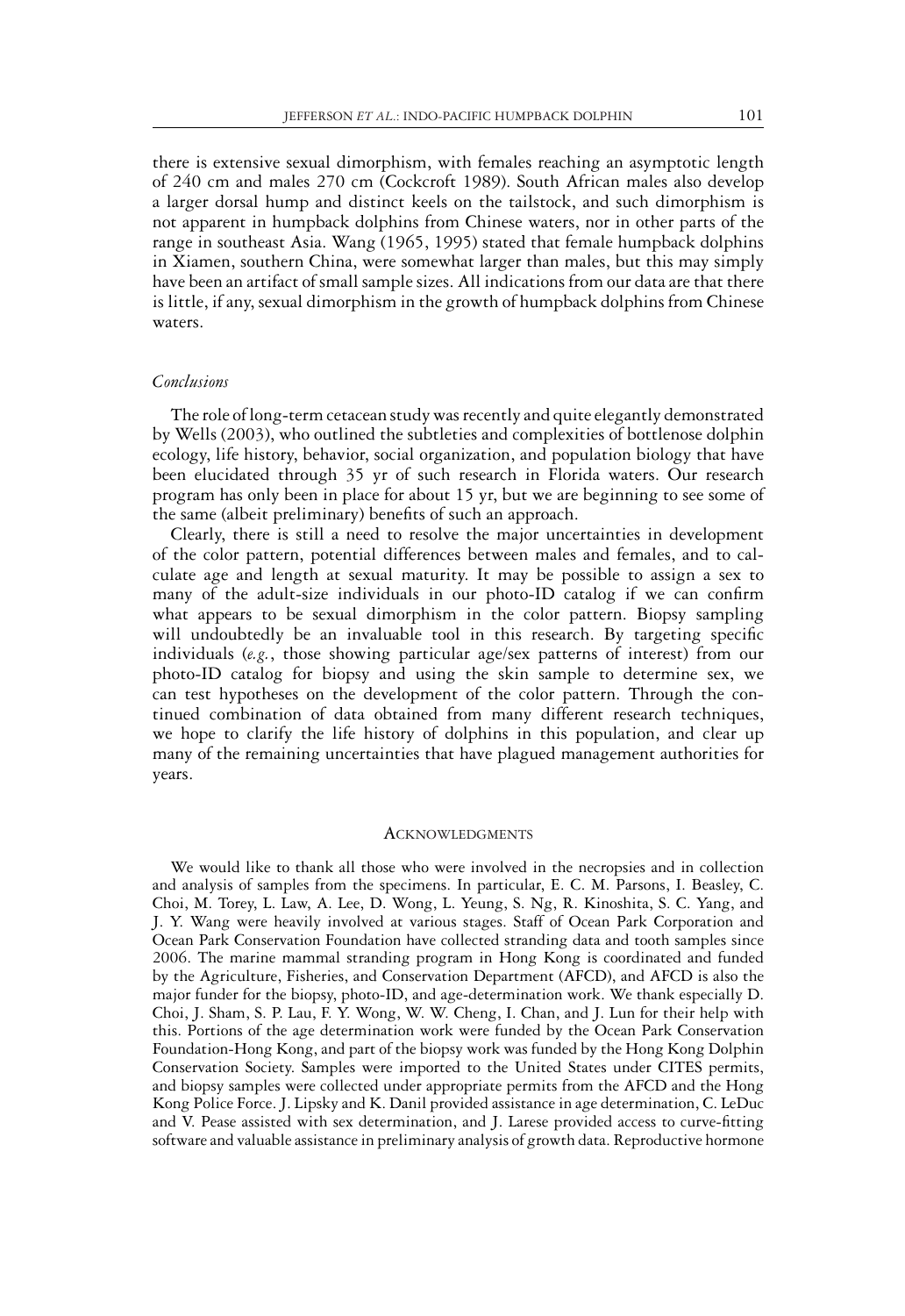there is extensive sexual dimorphism, with females reaching an asymptotic length of 240 cm and males 270 cm (Cockcroft 1989). South African males also develop a larger dorsal hump and distinct keels on the tailstock, and such dimorphism is not apparent in humpback dolphins from Chinese waters, nor in other parts of the range in southeast Asia. Wang (1965, 1995) stated that female humpback dolphins in Xiamen, southern China, were somewhat larger than males, but this may simply have been an artifact of small sample sizes. All indications from our data are that there is little, if any, sexual dimorphism in the growth of humpback dolphins from Chinese waters.

### *Conclusions*

The role of long-term cetacean study was recently and quite elegantly demonstrated by Wells (2003), who outlined the subtleties and complexities of bottlenose dolphin ecology, life history, behavior, social organization, and population biology that have been elucidated through 35 yr of such research in Florida waters. Our research program has only been in place for about 15 yr, but we are beginning to see some of the same (albeit preliminary) benefits of such an approach.

Clearly, there is still a need to resolve the major uncertainties in development of the color pattern, potential differences between males and females, and to calculate age and length at sexual maturity. It may be possible to assign a sex to many of the adult-size individuals in our photo-ID catalog if we can confirm what appears to be sexual dimorphism in the color pattern. Biopsy sampling will undoubtedly be an invaluable tool in this research. By targeting specific individuals (*e.g.*, those showing particular age/sex patterns of interest) from our photo-ID catalog for biopsy and using the skin sample to determine sex, we can test hypotheses on the development of the color pattern. Through the continued combination of data obtained from many different research techniques, we hope to clarify the life history of dolphins in this population, and clear up many of the remaining uncertainties that have plagued management authorities for years.

## ACKNOWLEDGMENTS

We would like to thank all those who were involved in the necropsies and in collection and analysis of samples from the specimens. In particular, E. C. M. Parsons, I. Beasley, C. Choi, M. Torey, L. Law, A. Lee, D. Wong, L. Yeung, S. Ng, R. Kinoshita, S. C. Yang, and J. Y. Wang were heavily involved at various stages. Staff of Ocean Park Corporation and Ocean Park Conservation Foundation have collected stranding data and tooth samples since 2006. The marine mammal stranding program in Hong Kong is coordinated and funded by the Agriculture, Fisheries, and Conservation Department (AFCD), and AFCD is also the major funder for the biopsy, photo-ID, and age-determination work. We thank especially D. Choi, J. Sham, S. P. Lau, F. Y. Wong, W. W. Cheng, I. Chan, and J. Lun for their help with this. Portions of the age determination work were funded by the Ocean Park Conservation Foundation-Hong Kong, and part of the biopsy work was funded by the Hong Kong Dolphin Conservation Society. Samples were imported to the United States under CITES permits, and biopsy samples were collected under appropriate permits from the AFCD and the Hong Kong Police Force. J. Lipsky and K. Danil provided assistance in age determination, C. LeDuc and V. Pease assisted with sex determination, and J. Larese provided access to curve-fitting software and valuable assistance in preliminary analysis of growth data. Reproductive hormone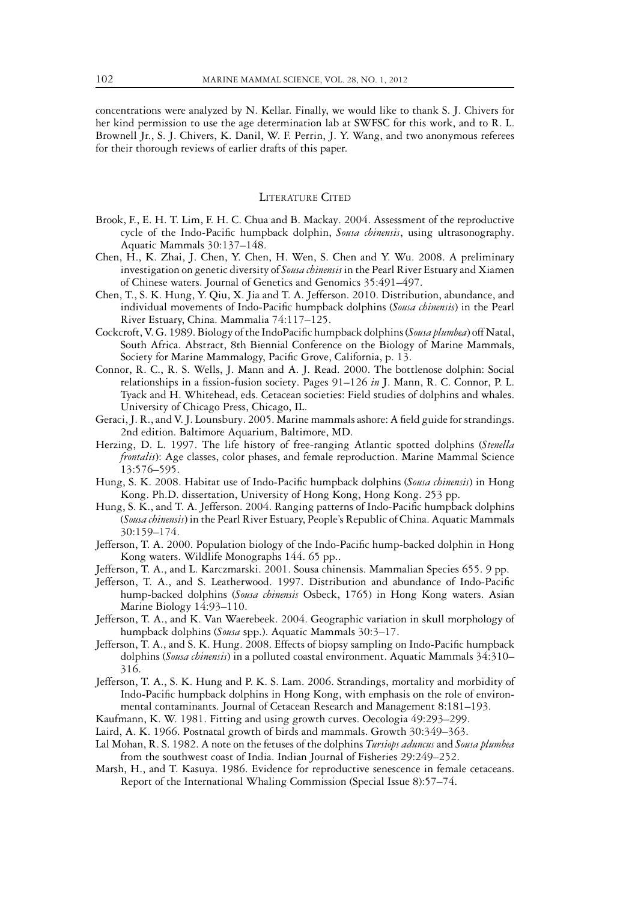concentrations were analyzed by N. Kellar. Finally, we would like to thank S. J. Chivers for her kind permission to use the age determination lab at SWFSC for this work, and to R. L. Brownell Jr., S. J. Chivers, K. Danil, W. F. Perrin, J. Y. Wang, and two anonymous referees for their thorough reviews of earlier drafts of this paper.

## Literature Cited

Brook, F., E. H. T. Lim, F. H. C. Chua and B. Mackay. 2004. Assessment of the reproductive cycle of the Indo-Pacific humpback dolphin, *Sousa chinensis*, using ultrasonography. Aquatic Mammals 30:137–148.

Chen, H., K. Zhai, J. Chen, Y. Chen, H. Wen, S. Chen and Y. Wu. 2008. A preliminary investigation on genetic diversity of *Sousa chinensis* in the Pearl River Estuary and Xiamen of Chinese waters. Journal of Genetics and Genomics 35:491–497.

Chen, T., S. K. Hung, Y. Qiu, X. Jia and T. A. Jefferson. 2010. Distribution, abundance, and individual movements of Indo-Pacific humpback dolphins (*Sousa chinensis*) in the Pearl River Estuary, China. Mammalia 74:117–125.

Cockcroft, V. G. 1989. Biology of the IndoPacific humpback dolphins (*Sousa plumbea*) off Natal, South Africa. Abstract, 8th Biennial Conference on the Biology of Marine Mammals, Society for Marine Mammalogy, Pacific Grove, California, p. 13.

Connor, R. C., R. S. Wells, J. Mann and A. J. Read. 2000. The bottlenose dolphin: Social relationships in a fission-fusion society. Pages 91–126 *in* J. Mann, R. C. Connor, P. L. Tyack and H. Whitehead, eds. Cetacean societies: Field studies of dolphins and whales. University of Chicago Press, Chicago, IL.

Geraci, J. R., and V. J. Lounsbury. 2005. Marine mammals ashore: A field guide for strandings. 2nd edition. Baltimore Aquarium, Baltimore, MD.

Herzing, D. L. 1997. The life history of free-ranging Atlantic spotted dolphins (*Stenella frontalis*): Age classes, color phases, and female reproduction. Marine Mammal Science 13:576–595.

Hung, S. K. 2008. Habitat use of Indo-Pacific humpback dolphins (*Sousa chinensis*) in Hong Kong. Ph.D. dissertation, University of Hong Kong, Hong Kong. 253 pp.

Hung, S. K., and T. A. Jefferson. 2004. Ranging patterns of Indo-Pacific humpback dolphins (*Sousa chinensis*) in the Pearl River Estuary, People's Republic of China. Aquatic Mammals 30:159–174.

Jefferson, T. A. 2000. Population biology of the Indo-Pacific hump-backed dolphin in Hong Kong waters. Wildlife Monographs 144. 65 pp..

Jefferson, T. A., and L. Karczmarski. 2001. Sousa chinensis. Mammalian Species 655. 9 pp.

Jefferson, T. A., and S. Leatherwood. 1997. Distribution and abundance of Indo-Pacific hump-backed dolphins (*Sousa chinensis* Osbeck, 1765) in Hong Kong waters. Asian Marine Biology 14:93–110.

Jefferson, T. A., and K. Van Waerebeek. 2004. Geographic variation in skull morphology of humpback dolphins (*Sousa* spp.). Aquatic Mammals 30:3–17.

Jefferson, T. A., and S. K. Hung. 2008. Effects of biopsy sampling on Indo-Pacific humpback dolphins (*Sousa chinensis*) in a polluted coastal environment. Aquatic Mammals 34:310–316.

Jefferson, T. A., S. K. Hung and P. K. S. Lam. 2006. Strandings, mortality and morbidity of Indo-Pacific humpback dolphins in Hong Kong, with emphasis on the role of environmental contaminants. Journal of Cetacean Research and Management 8:181–193.

Kaufmann, K. W. 1981. Fitting and using growth curves. Oecologia 49:293–299.

Laird, A. K. 1966. Postnatal growth of birds and mammals. Growth 30:349–363.

Lal Mohan, R. S. 1982. A note on the fetuses of the dolphins *Tursiops aduncus* and *Sousa plumbea* from the southwest coast of India. Indian Journal of Fisheries 29:249–252.

Marsh, H., and T. Kasuya. 1986. Evidence for reproductive senescence in female cetaceans. Report of the International Whaling Commission (Special Issue 8):57–74.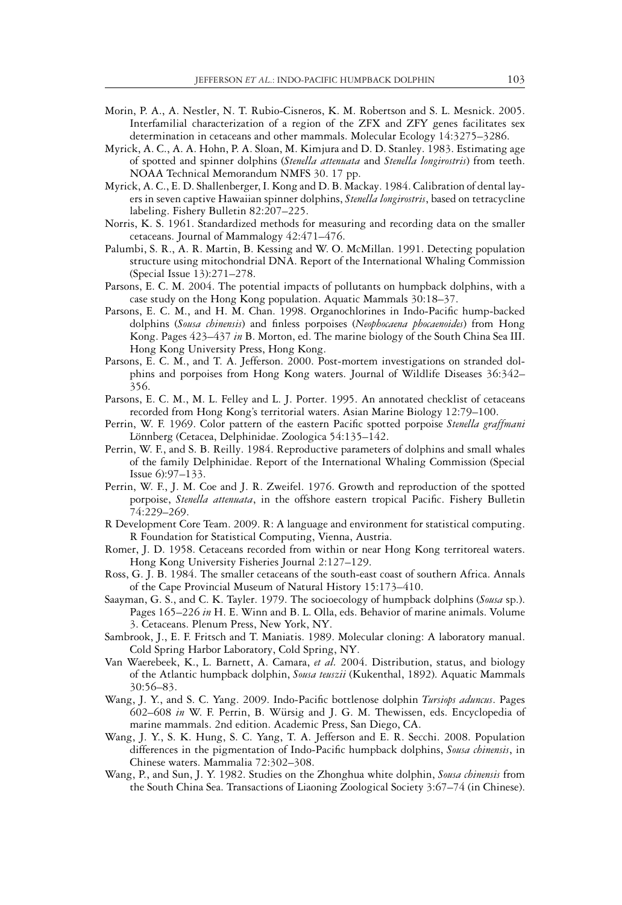Morin, P. A., A. Nestler, N. T. Rubio-Cisneros, K. M. Robertson and S. L. Mesnick. 2005. Interfamilial characterization of a region of the ZFX and ZFY genes facilitates sex determination in cetaceans and other mammals. Molecular Ecology 14:3275–3286.

Myrick, A. C., A. A. Hohn, P. A. Sloan, M. Kimjura and D. D. Stanley. 1983. Estimating age of spotted and spinner dolphins (*Stenella attenuata* and *Stenella longirostris*) from teeth. NOAA Technical Memorandum NMFS 30. 17 pp.

Myrick, A. C., E. D. Shallenberger, I. Kong and D. B. Mackay. 1984. Calibration of dental layers in seven captive Hawaiian spinner dolphins, *Stenella longirostris*, based on tetracycline labeling. Fishery Bulletin 82:207–225.

Norris, K. S. 1961. Standardized methods for measuring and recording data on the smaller cetaceans. Journal of Mammalogy 42:471–476.

Palumbi, S. R., A. R. Martin, B. Kessing and W. O. McMillan. 1991. Detecting population structure using mitochondrial DNA. Report of the International Whaling Commission (Special Issue 13):271–278.

Parsons, E. C. M. 2004. The potential impacts of pollutants on humpback dolphins, with a case study on the Hong Kong population. Aquatic Mammals 30:18–37.

Parsons, E. C. M., and H. M. Chan. 1998. Organochlorines in Indo-Pacific hump-backed dolphins (*Sousa chinensis*) and finless porpoises (*Neophocaena phocaenoides*) from Hong Kong. Pages 423–437 *in* B. Morton, ed. The marine biology of the South China Sea III. Hong Kong University Press, Hong Kong.

Parsons, E. C. M., and T. A. Jefferson. 2000. Post-mortem investigations on stranded dolphins and porpoises from Hong Kong waters. Journal of Wildlife Diseases 36:342–356.

Parsons, E. C. M., M. L. Felley and L. J. Porter. 1995. An annotated checklist of cetaceans recorded from Hong Kong's territorial waters. Asian Marine Biology 12:79–100.

Perrin, W. F. 1969. Color pattern of the eastern Pacific spotted porpoise *Stenella graffmani* Lönnberg (Cetacea, Delphinidae. Zoologica 54:135–142.

Perrin, W. F., and S. B. Reilly. 1984. Reproductive parameters of dolphins and small whales of the family Delphinidae. Report of the International Whaling Commission (Special Issue 6):97–133.

Perrin, W. F., J. M. Coe and J. R. Zweifel. 1976. Growth and reproduction of the spotted porpoise, *Stenella attenuata*, in the offshore eastern tropical Pacific. Fishery Bulletin 74:229–269.

R Development Core Team. 2009. R: A language and environment for statistical computing. R Foundation for Statistical Computing, Vienna, Austria.

Romer, J. D. 1958. Cetaceans recorded from within or near Hong Kong territoreal waters. Hong Kong University Fisheries Journal 2:127–129.

Ross, G. J. B. 1984. The smaller cetaceans of the south-east coast of southern Africa. Annals of the Cape Provincial Museum of Natural History 15:173–410.

Saayman, G. S., and C. K. Tayler. 1979. The socioecology of humpback dolphins (*Sousa* sp.). Pages 165–226 *in* H. E. Winn and B. L. Olla, eds. Behavior of marine animals. Volume 3. Cetaceans. Plenum Press, New York, NY.

Sambrook, J., E. F. Fritsch and T. Maniatis. 1989. Molecular cloning: A laboratory manual. Cold Spring Harbor Laboratory, Cold Spring, NY.

Van Waerebeek, K., L. Barnett, A. Camara, *et al.* 2004. Distribution, status, and biology of the Atlantic humpback dolphin, *Sousa teuszii* (Kukenthal, 1892). Aquatic Mammals 30:56–83.

Wang, J. Y., and S. C. Yang. 2009. Indo-Pacific bottlenose dolphin *Tursiops aduncus*. Pages 602–608 *in* W. F. Perrin, B. Würsig and J. G. M. Thewissen, eds. Encyclopedia of marine mammals. 2nd edition. Academic Press, San Diego, CA.

Wang, J. Y., S. K. Hung, S. C. Yang, T. A. Jefferson and E. R. Secchi. 2008. Population differences in the pigmentation of Indo-Pacific humpback dolphins, *Sousa chinensis*, in Chinese waters. Mammalia 72:302–308.

Wang, P., and Sun, J. Y. 1982. Studies on the Zhonghua white dolphin, *Sousa chinensis* from the South China Sea. Transactions of Liaoning Zoological Society 3:67–74 (in Chinese).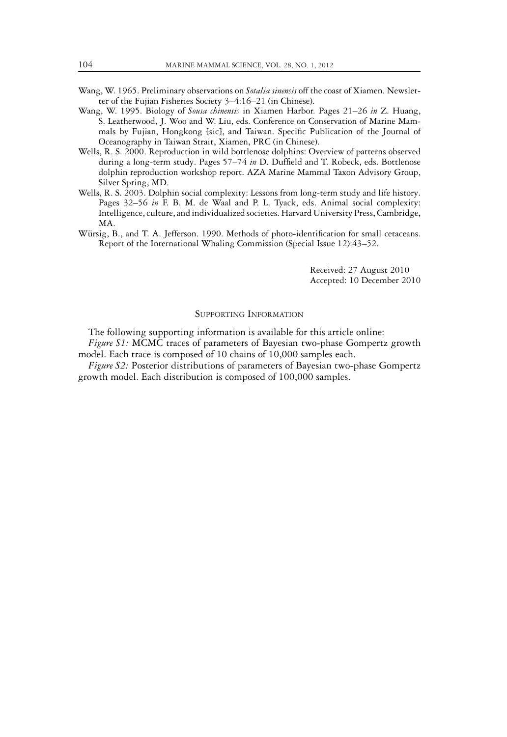Wang, W. 1965. Preliminary observations on *Sotalia sinensis* off the coast of Xiamen. Newsletter of the Fujian Fisheries Society 3–4:16–21 (in Chinese).

Wang, W. 1995. Biology of *Sousa chinensis* in Xiamen Harbor. Pages 21–26 *in* Z. Huang, S. Leatherwood, J. Woo and W. Liu, eds. Conference on Conservation of Marine Mammals by Fujian, Hongkong [sic], and Taiwan. Specific Publication of the Journal of Oceanography in Taiwan Strait, Xiamen, PRC (in Chinese).

Wells, R. S. 2000. Reproduction in wild bottlenose dolphins: Overview of patterns observed during a long-term study. Pages 57–74 *in* D. Duffield and T. Robeck, eds. Bottlenose dolphin reproduction workshop report. AZA Marine Mammal Taxon Advisory Group, Silver Spring, MD.

Wells, R. S. 2003. Dolphin social complexity: Lessons from long-term study and life history. Pages 32–56 *in* F. B. M. de Waal and P. L. Tyack, eds. Animal social complexity: Intelligence, culture, and individualized societies. Harvard University Press, Cambridge, MA.

Würsig, B., and T. A. Jefferson. 1990. Methods of photo-identification for small cetaceans. Report of the International Whaling Commission (Special Issue 12):43–52.

Received: 27 August 2010
Accepted: 10 December 2010

## Supporting Information

The following supporting information is available for this article online:

*Figure S1:* MCMC traces of parameters of Bayesian two-phase Gompertz growth model. Each trace is composed of 10 chains of 10,000 samples each.

*Figure S2:* Posterior distributions of parameters of Bayesian two-phase Gompertz growth model. Each distribution is composed of 100,000 samples.